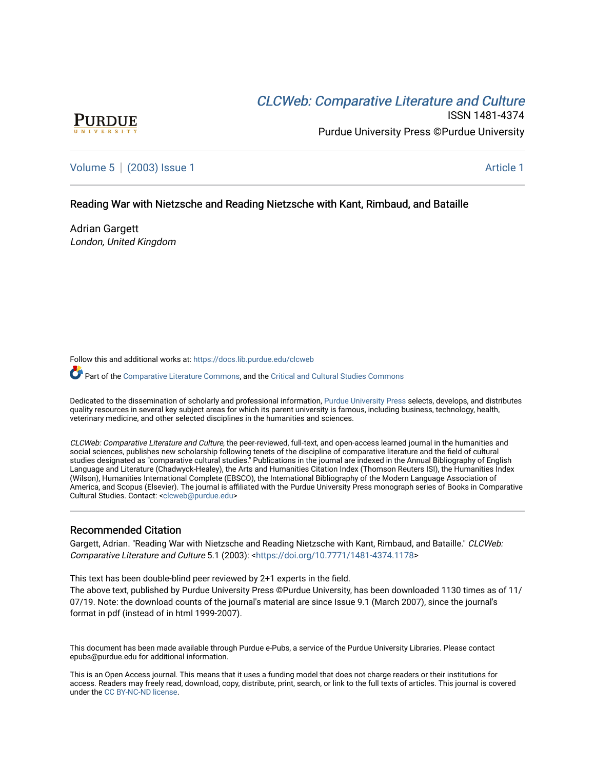CLCWeb: Comparative Literature and Culture

ISSN 1481-4374

Purdue University Press ©Purdue University

Volume 5 | (2003) Issue 1 Article 1

# Reading War with Nietzsche and Reading Nietzsche with Kant, Rimbaud, and Bataille

Adrian Gargett

*London, United Kingdom*

Follow this and additional works at: https://docs.lib.purdue.edu/clcweb

Part of the Comparative Literature Commons, and the Critical and Cultural Studies Commons

Dedicated to the dissemination of scholarly and professional information, Purdue University Press selects, develops, and distributes quality resources in several key subject areas for which its parent university is famous, including business, technology, health, veterinary medicine, and other selected disciplines in the humanities and sciences.

*CLCWeb: Comparative Literature and Culture*, the peer-reviewed, full-text, and open-access learned journal in the humanities and social sciences, publishes new scholarship following tenets of the discipline of comparative literature and the field of cultural studies designated as "comparative cultural studies." Publications in the journal are indexed in the Annual Bibliography of English Language and Literature (Chadwyck-Healey), the Arts and Humanities Citation Index (Thomson Reuters ISI), the Humanities Index (Wilson), Humanities International Complete (EBSCO), the International Bibliography of the Modern Language Association of America, and Scopus (Elsevier). The journal is affiliated with the Purdue University Press monograph series of Books in Comparative Cultural Studies. Contact: <clcweb@purdue.edu>

## Recommended Citation

Gargett, Adrian. "Reading War with Nietzsche and Reading Nietzsche with Kant, Rimbaud, and Bataille." *CLCWeb: Comparative Literature and Culture* 5.1 (2003): <https://doi.org/10.7771/1481-4374.1178>

This text has been double-blind peer reviewed by 2+1 experts in the field.
The above text, published by Purdue University Press ©Purdue University, has been downloaded 1130 times as of 11/07/19. Note: the download counts of the journal's material are since Issue 9.1 (March 2007), since the journal's format in pdf (instead of in html 1999-2007).

This document has been made available through Purdue e-Pubs, a service of the Purdue University Libraries. Please contact epubs@purdue.edu for additional information.

This is an Open Access journal. This means that it uses a funding model that does not charge readers or their institutions for access. Readers may freely read, download, copy, distribute, print, search, or link to the full texts of articles. This journal is covered under the CC BY-NC-ND license.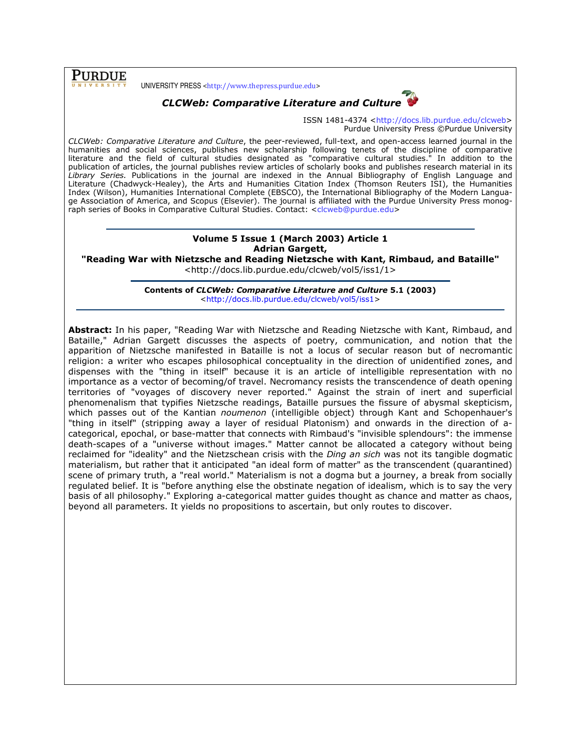PURDUE UNIVERSITY

UNIVERSITY PRESS <http://www.thepress.purdue.edu>

***CLCWeb: Comparative Literature and Culture***

ISSN 1481-4374 <http://docs.lib.purdue.edu/clcweb>
Purdue University Press ©Purdue University

*CLCWeb: Comparative Literature and Culture*, the peer-reviewed, full-text, and open-access learned journal in the humanities and social sciences, publishes new scholarship following tenets of the discipline of comparative literature and the field of cultural studies designated as "comparative cultural studies." In addition to the publication of articles, the journal publishes review articles of scholarly books and publishes research material in its *Library Series.* Publications in the journal are indexed in the Annual Bibliography of English Language and Literature (Chadwyck-Healey), the Arts and Humanities Citation Index (Thomson Reuters ISI), the Humanities Index (Wilson), Humanities International Complete (EBSCO), the International Bibliography of the Modern Language Association of America, and Scopus (Elsevier). The journal is affiliated with the Purdue University Press monograph series of Books in Comparative Cultural Studies. Contact: <clcweb@purdue.edu>

---

**Volume 5 Issue 1 (March 2003) Article 1**
**Adrian Gargett,**
**"Reading War with Nietzsche and Reading Nietzsche with Kant, Rimbaud, and Bataille"**
<http://docs.lib.purdue.edu/clcweb/vol5/iss1/1>

---

**Contents of *CLCWeb: Comparative Literature and Culture* 5.1 (2003)**
<http://docs.lib.purdue.edu/clcweb/vol5/iss1>

---

**Abstract:** In his paper, "Reading War with Nietzsche and Reading Nietzsche with Kant, Rimbaud, and Bataille," Adrian Gargett discusses the aspects of poetry, communication, and notion that the apparition of Nietzsche manifested in Bataille is not a locus of secular reason but of necromantic religion: a writer who escapes philosophical conceptuality in the direction of unidentified zones, and dispenses with the "thing in itself" because it is an article of intelligible representation with no importance as a vector of becoming/of travel. Necromancy resists the transcendence of death opening territories of "voyages of discovery never reported." Against the strain of inert and superficial phenomenalism that typifies Nietzsche readings, Bataille pursues the fissure of abysmal skepticism, which passes out of the Kantian *noumenon* (intelligible object) through Kant and Schopenhauer's "thing in itself" (stripping away a layer of residual Platonism) and onwards in the direction of a-categorical, epochal, or base-matter that connects with Rimbaud's "invisible splendours": the immense death-scapes of a "universe without images." Matter cannot be allocated a category without being reclaimed for "ideality" and the Nietzschean crisis with the *Ding an sich* was not its tangible dogmatic materialism, but rather that it anticipated "an ideal form of matter" as the transcendent (quarantined) scene of primary truth, a "real world." Materialism is not a dogma but a journey, a break from socially regulated belief. It is "before anything else the obstinate negation of idealism, which is to say the very basis of all philosophy." Exploring a-categorical matter guides thought as chance and matter as chaos, beyond all parameters. It yields no propositions to ascertain, but only routes to discover.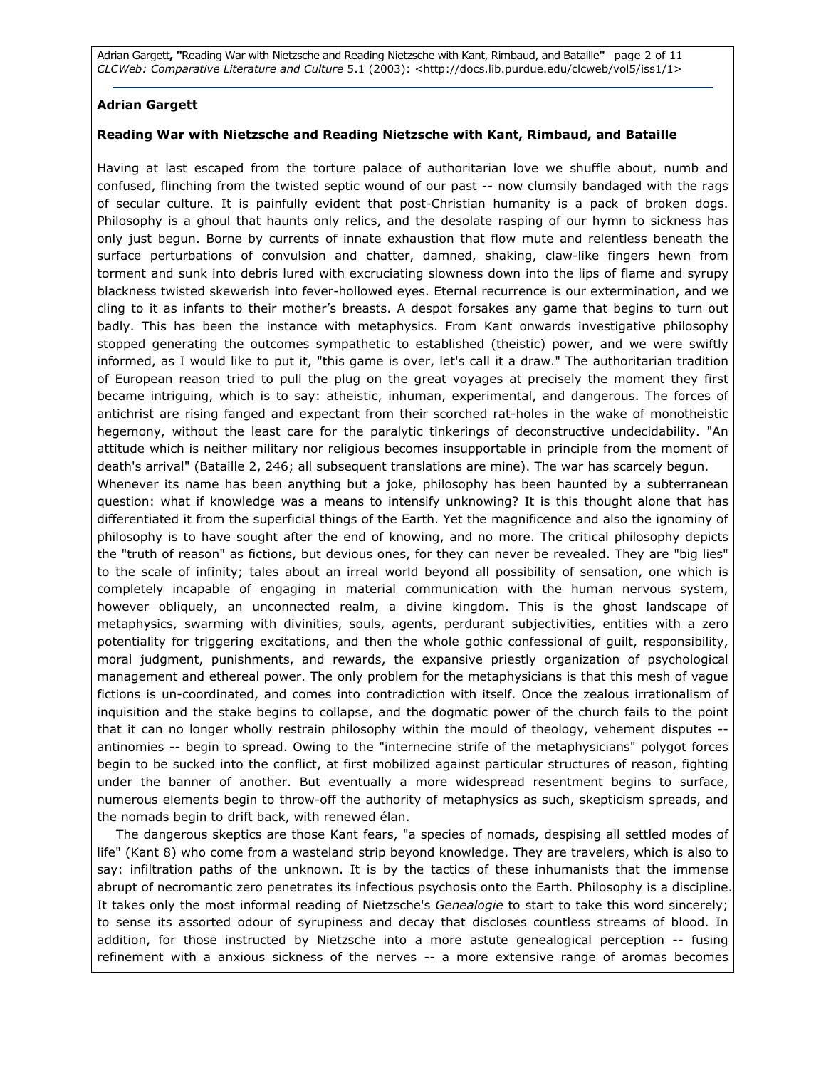**Adrian Gargett**

**Reading War with Nietzsche and Reading Nietzsche with Kant, Rimbaud, and Bataille**

Having at last escaped from the torture palace of authoritarian love we shuffle about, numb and confused, flinching from the twisted septic wound of our past -- now clumsily bandaged with the rags of secular culture. It is painfully evident that post-Christian humanity is a pack of broken dogs. Philosophy is a ghoul that haunts only relics, and the desolate rasping of our hymn to sickness has only just begun. Borne by currents of innate exhaustion that flow mute and relentless beneath the surface perturbations of convulsion and chatter, damned, shaking, claw-like fingers hewn from torment and sunk into debris lured with excruciating slowness down into the lips of flame and syrupy blackness twisted skewerish into fever-hollowed eyes. Eternal recurrence is our extermination, and we cling to it as infants to their mother's breasts. A despot forsakes any game that begins to turn out badly. This has been the instance with metaphysics. From Kant onwards investigative philosophy stopped generating the outcomes sympathetic to established (theistic) power, and we were swiftly informed, as I would like to put it, "this game is over, let's call it a draw." The authoritarian tradition of European reason tried to pull the plug on the great voyages at precisely the moment they first became intriguing, which is to say: atheistic, inhuman, experimental, and dangerous. The forces of antichrist are rising fanged and expectant from their scorched rat-holes in the wake of monotheistic hegemony, without the least care for the paralytic tinkerings of deconstructive undecidability. "An attitude which is neither military nor religious becomes insupportable in principle from the moment of death's arrival" (Bataille 2, 246; all subsequent translations are mine). The war has scarcely begun.

Whenever its name has been anything but a joke, philosophy has been haunted by a subterranean question: what if knowledge was a means to intensify unknowing? It is this thought alone that has differentiated it from the superficial things of the Earth. Yet the magnificence and also the ignominy of philosophy is to have sought after the end of knowing, and no more. The critical philosophy depicts the "truth of reason" as fictions, but devious ones, for they can never be revealed. They are "big lies" to the scale of infinity; tales about an irreal world beyond all possibility of sensation, one which is completely incapable of engaging in material communication with the human nervous system, however obliquely, an unconnected realm, a divine kingdom. This is the ghost landscape of metaphysics, swarming with divinities, souls, agents, perdurant subjectivities, entities with a zero potentiality for triggering excitations, and then the whole gothic confessional of guilt, responsibility, moral judgment, punishments, and rewards, the expansive priestly organization of psychological management and ethereal power. The only problem for the metaphysicians is that this mesh of vague fictions is un-coordinated, and comes into contradiction with itself. Once the zealous irrationalism of inquisition and the stake begins to collapse, and the dogmatic power of the church fails to the point that it can no longer wholly restrain philosophy within the mould of theology, vehement disputes -- antinomies -- begin to spread. Owing to the "internecine strife of the metaphysicians" polygot forces begin to be sucked into the conflict, at first mobilized against particular structures of reason, fighting under the banner of another. But eventually a more widespread resentment begins to surface, numerous elements begin to throw-off the authority of metaphysics as such, skepticism spreads, and the nomads begin to drift back, with renewed élan.

The dangerous skeptics are those Kant fears, "a species of nomads, despising all settled modes of life" (Kant 8) who come from a wasteland strip beyond knowledge. They are travelers, which is also to say: infiltration paths of the unknown. It is by the tactics of these inhumanists that the immense abrupt of necromantic zero penetrates its infectious psychosis onto the Earth. Philosophy is a discipline. It takes only the most informal reading of Nietzsche's *Genealogie* to start to take this word sincerely; to sense its assorted odour of syrupiness and decay that discloses countless streams of blood. In addition, for those instructed by Nietzsche into a more astute genealogical perception -- fusing refinement with a anxious sickness of the nerves -- a more extensive range of aromas becomes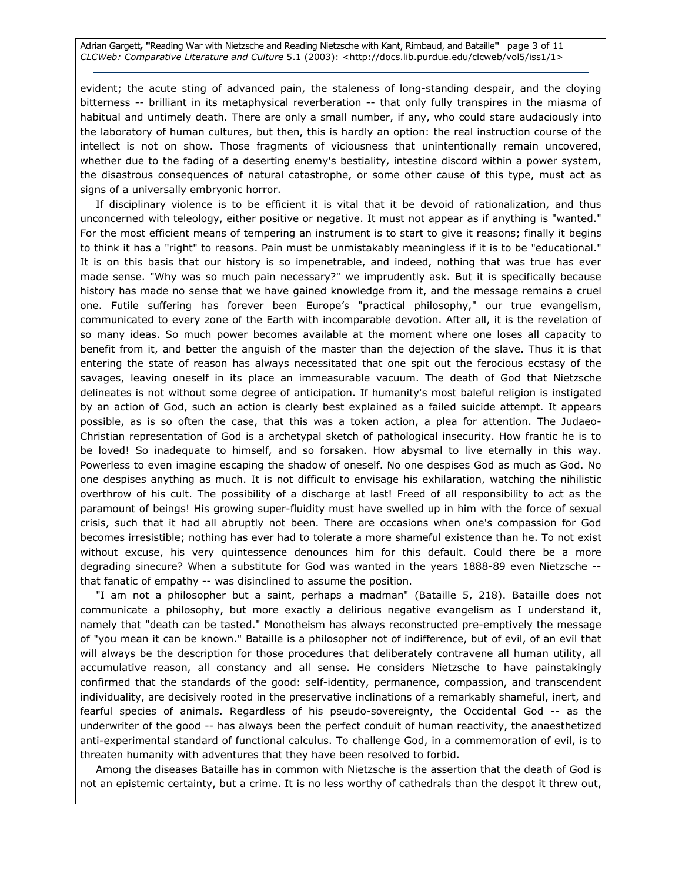evident; the acute sting of advanced pain, the staleness of long-standing despair, and the cloying bitterness -- brilliant in its metaphysical reverberation -- that only fully transpires in the miasma of habitual and untimely death. There are only a small number, if any, who could stare audaciously into the laboratory of human cultures, but then, this is hardly an option: the real instruction course of the intellect is not on show. Those fragments of viciousness that unintentionally remain uncovered, whether due to the fading of a deserting enemy's bestiality, intestine discord within a power system, the disastrous consequences of natural catastrophe, or some other cause of this type, must act as signs of a universally embryonic horror.

If disciplinary violence is to be efficient it is vital that it be devoid of rationalization, and thus unconcerned with teleology, either positive or negative. It must not appear as if anything is "wanted." For the most efficient means of tempering an instrument is to start to give it reasons; finally it begins to think it has a "right" to reasons. Pain must be unmistakably meaningless if it is to be "educational." It is on this basis that our history is so impenetrable, and indeed, nothing that was true has ever made sense. "Why was so much pain necessary?" we imprudently ask. But it is specifically because history has made no sense that we have gained knowledge from it, and the message remains a cruel one. Futile suffering has forever been Europe's "practical philosophy," our true evangelism, communicated to every zone of the Earth with incomparable devotion. After all, it is the revelation of so many ideas. So much power becomes available at the moment where one loses all capacity to benefit from it, and better the anguish of the master than the dejection of the slave. Thus it is that entering the state of reason has always necessitated that one spit out the ferocious ecstasy of the savages, leaving oneself in its place an immeasurable vacuum. The death of God that Nietzsche delineates is not without some degree of anticipation. If humanity's most baleful religion is instigated by an action of God, such an action is clearly best explained as a failed suicide attempt. It appears possible, as is so often the case, that this was a token action, a plea for attention. The Judaeo-Christian representation of God is a archetypal sketch of pathological insecurity. How frantic he is to be loved! So inadequate to himself, and so forsaken. How abysmal to live eternally in this way. Powerless to even imagine escaping the shadow of oneself. No one despises God as much as God. No one despises anything as much. It is not difficult to envisage his exhilaration, watching the nihilistic overthrow of his cult. The possibility of a discharge at last! Freed of all responsibility to act as the paramount of beings! His growing super-fluidity must have swelled up in him with the force of sexual crisis, such that it had all abruptly not been. There are occasions when one's compassion for God becomes irresistible; nothing has ever had to tolerate a more shameful existence than he. To not exist without excuse, his very quintessence denounces him for this default. Could there be a more degrading sinecure? When a substitute for God was wanted in the years 1888-89 even Nietzsche -- that fanatic of empathy -- was disinclined to assume the position.

"I am not a philosopher but a saint, perhaps a madman" (Bataille 5, 218). Bataille does not communicate a philosophy, but more exactly a delirious negative evangelism as I understand it, namely that "death can be tasted." Monotheism has always reconstructed pre-emptively the message of "you mean it can be known." Bataille is a philosopher not of indifference, but of evil, of an evil that will always be the description for those procedures that deliberately contravene all human utility, all accumulative reason, all constancy and all sense. He considers Nietzsche to have painstakingly confirmed that the standards of the good: self-identity, permanence, compassion, and transcendent individuality, are decisively rooted in the preservative inclinations of a remarkably shameful, inert, and fearful species of animals. Regardless of his pseudo-sovereignty, the Occidental God -- as the underwriter of the good -- has always been the perfect conduit of human reactivity, the anaesthetized anti-experimental standard of functional calculus. To challenge God, in a commemoration of evil, is to threaten humanity with adventures that they have been resolved to forbid.

Among the diseases Bataille has in common with Nietzsche is the assertion that the death of God is not an epistemic certainty, but a crime. It is no less worthy of cathedrals than the despot it threw out,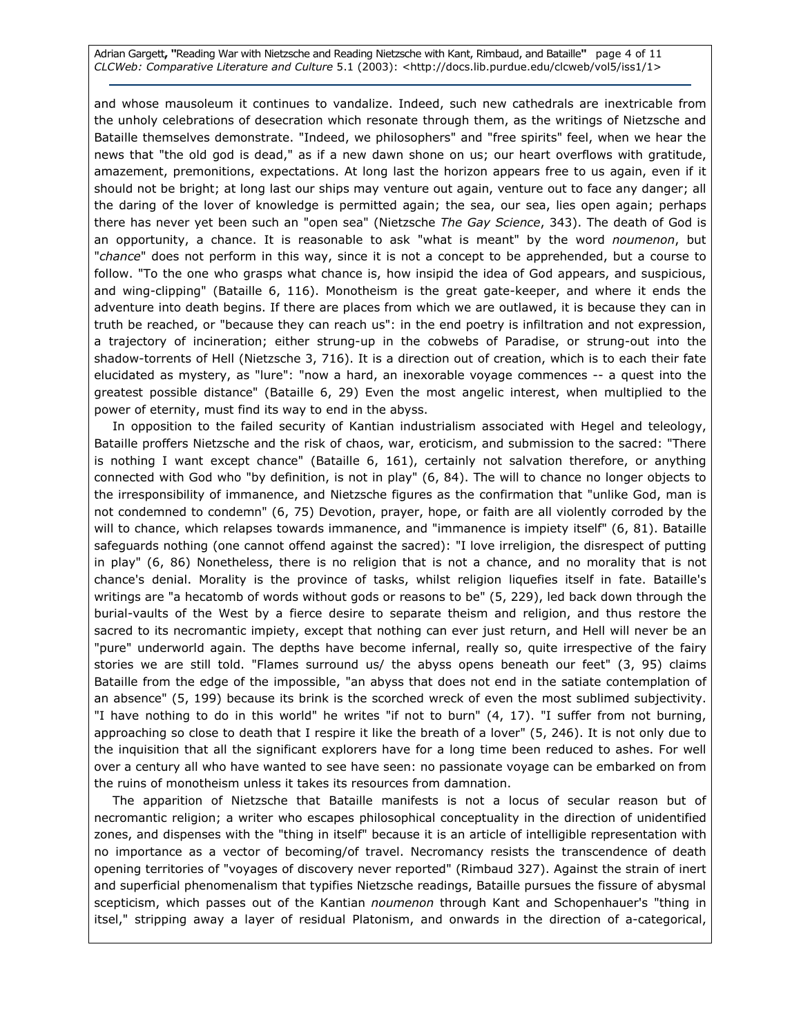and whose mausoleum it continues to vandalize. Indeed, such new cathedrals are inextricable from the unholy celebrations of desecration which resonate through them, as the writings of Nietzsche and Bataille themselves demonstrate. "Indeed, we philosophers" and "free spirits" feel, when we hear the news that "the old god is dead," as if a new dawn shone on us; our heart overflows with gratitude, amazement, premonitions, expectations. At long last the horizon appears free to us again, even if it should not be bright; at long last our ships may venture out again, venture out to face any danger; all the daring of the lover of knowledge is permitted again; the sea, our sea, lies open again; perhaps there has never yet been such an "open sea" (Nietzsche *The Gay Science*, 343). The death of God is an opportunity, a chance. It is reasonable to ask "what is meant" by the word *noumenon*, but "*chance*" does not perform in this way, since it is not a concept to be apprehended, but a course to follow. "To the one who grasps what chance is, how insipid the idea of God appears, and suspicious, and wing-clipping" (Bataille 6, 116). Monotheism is the great gate-keeper, and where it ends the adventure into death begins. If there are places from which we are outlawed, it is because they can in truth be reached, or "because they can reach us": in the end poetry is infiltration and not expression, a trajectory of incineration; either strung-up in the cobwebs of Paradise, or strung-out into the shadow-torrents of Hell (Nietzsche 3, 716). It is a direction out of creation, which is to each their fate elucidated as mystery, as "lure": "now a hard, an inexorable voyage commences -- a quest into the greatest possible distance" (Bataille 6, 29) Even the most angelic interest, when multiplied to the power of eternity, must find its way to end in the abyss.

In opposition to the failed security of Kantian industrialism associated with Hegel and teleology, Bataille proffers Nietzsche and the risk of chaos, war, eroticism, and submission to the sacred: "There is nothing I want except chance" (Bataille 6, 161), certainly not salvation therefore, or anything connected with God who "by definition, is not in play" (6, 84). The will to chance no longer objects to the irresponsibility of immanence, and Nietzsche figures as the confirmation that "unlike God, man is not condemned to condemn" (6, 75) Devotion, prayer, hope, or faith are all violently corroded by the will to chance, which relapses towards immanence, and "immanence is impiety itself" (6, 81). Bataille safeguards nothing (one cannot offend against the sacred): "I love irreligion, the disrespect of putting in play" (6, 86) Nonetheless, there is no religion that is not a chance, and no morality that is not chance's denial. Morality is the province of tasks, whilst religion liquefies itself in fate. Bataille's writings are "a hecatomb of words without gods or reasons to be" (5, 229), led back down through the burial-vaults of the West by a fierce desire to separate theism and religion, and thus restore the sacred to its necromantic impiety, except that nothing can ever just return, and Hell will never be an "pure" underworld again. The depths have become infernal, really so, quite irrespective of the fairy stories we are still told. "Flames surround us/ the abyss opens beneath our feet" (3, 95) claims Bataille from the edge of the impossible, "an abyss that does not end in the satiate contemplation of an absence" (5, 199) because its brink is the scorched wreck of even the most sublimed subjectivity. "I have nothing to do in this world" he writes "if not to burn" (4, 17). "I suffer from not burning, approaching so close to death that I respire it like the breath of a lover" (5, 246). It is not only due to the inquisition that all the significant explorers have for a long time been reduced to ashes. For well over a century all who have wanted to see have seen: no passionate voyage can be embarked on from the ruins of monotheism unless it takes its resources from damnation.

The apparition of Nietzsche that Bataille manifests is not a locus of secular reason but of necromantic religion; a writer who escapes philosophical conceptuality in the direction of unidentified zones, and dispenses with the "thing in itself" because it is an article of intelligible representation with no importance as a vector of becoming/of travel. Necromancy resists the transcendence of death opening territories of "voyages of discovery never reported" (Rimbaud 327). Against the strain of inert and superficial phenomenalism that typifies Nietzsche readings, Bataille pursues the fissure of abysmal scepticism, which passes out of the Kantian *noumenon* through Kant and Schopenhauer's "thing in itsel," stripping away a layer of residual Platonism, and onwards in the direction of a-categorical,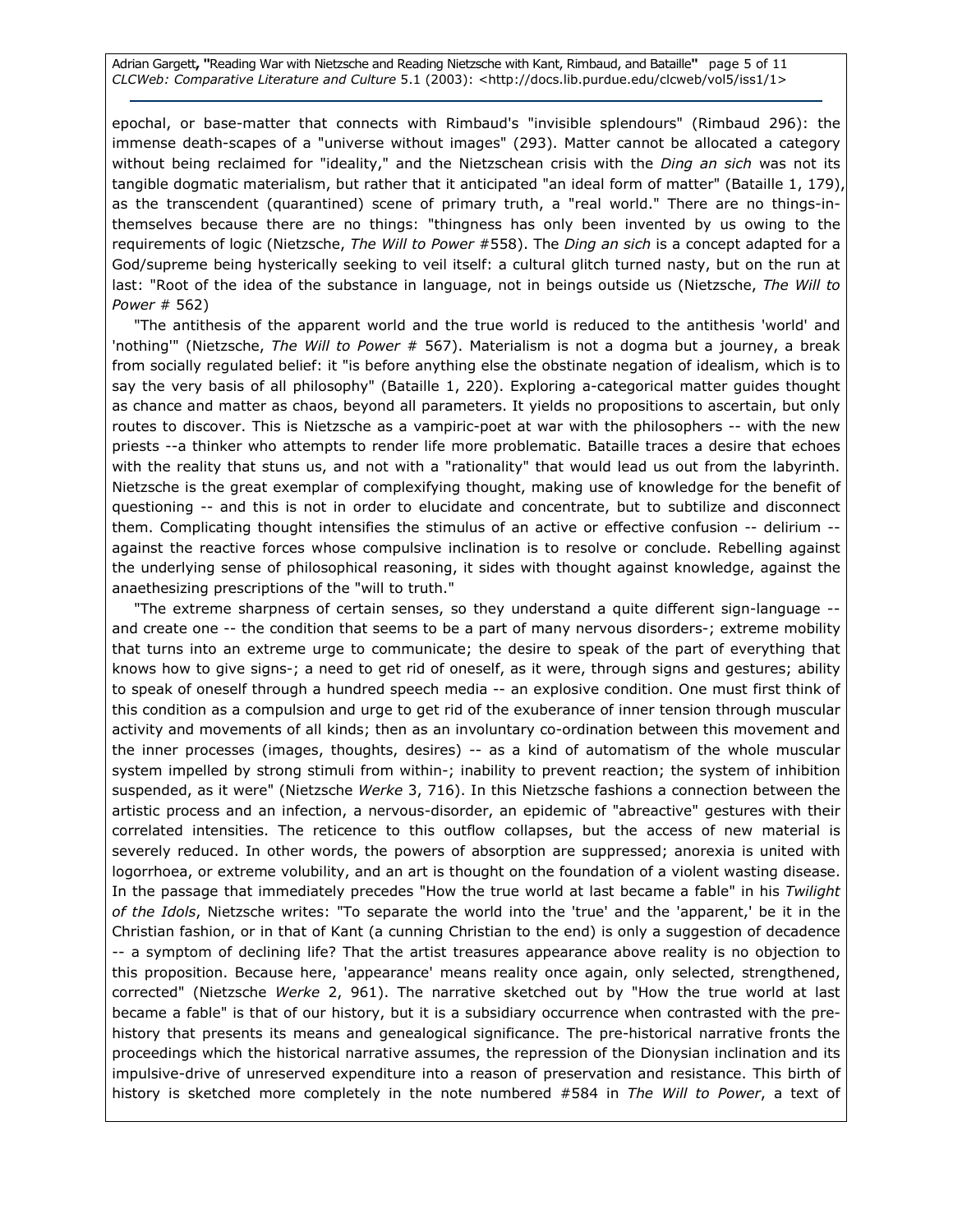epochal, or base-matter that connects with Rimbaud's "invisible splendours" (Rimbaud 296): the immense death-scapes of a "universe without images" (293). Matter cannot be allocated a category without being reclaimed for "ideality," and the Nietzschean crisis with the *Ding an sich* was not its tangible dogmatic materialism, but rather that it anticipated "an ideal form of matter" (Bataille 1, 179), as the transcendent (quarantined) scene of primary truth, a "real world." There are no things-in-themselves because there are no things: "thingness has only been invented by us owing to the requirements of logic (Nietzsche, *The Will to Power* #558). The *Ding an sich* is a concept adapted for a God/supreme being hysterically seeking to veil itself: a cultural glitch turned nasty, but on the run at last: "Root of the idea of the substance in language, not in beings outside us (Nietzsche, *The Will to Power* # 562)

"The antithesis of the apparent world and the true world is reduced to the antithesis 'world' and 'nothing'" (Nietzsche, *The Will to Power* # 567). Materialism is not a dogma but a journey, a break from socially regulated belief: it "is before anything else the obstinate negation of idealism, which is to say the very basis of all philosophy" (Bataille 1, 220). Exploring a-categorical matter guides thought as chance and matter as chaos, beyond all parameters. It yields no propositions to ascertain, but only routes to discover. This is Nietzsche as a vampiric-poet at war with the philosophers -- with the new priests --a thinker who attempts to render life more problematic. Bataille traces a desire that echoes with the reality that stuns us, and not with a "rationality" that would lead us out from the labyrinth. Nietzsche is the great exemplar of complexifying thought, making use of knowledge for the benefit of questioning -- and this is not in order to elucidate and concentrate, but to subtilize and disconnect them. Complicating thought intensifies the stimulus of an active or effective confusion -- delirium -- against the reactive forces whose compulsive inclination is to resolve or conclude. Rebelling against the underlying sense of philosophical reasoning, it sides with thought against knowledge, against the anaethesizing prescriptions of the "will to truth."

"The extreme sharpness of certain senses, so they understand a quite different sign-language -- and create one -- the condition that seems to be a part of many nervous disorders-; extreme mobility that turns into an extreme urge to communicate; the desire to speak of the part of everything that knows how to give signs-; a need to get rid of oneself, as it were, through signs and gestures; ability to speak of oneself through a hundred speech media -- an explosive condition. One must first think of this condition as a compulsion and urge to get rid of the exuberance of inner tension through muscular activity and movements of all kinds; then as an involuntary co-ordination between this movement and the inner processes (images, thoughts, desires) -- as a kind of automatism of the whole muscular system impelled by strong stimuli from within-; inability to prevent reaction; the system of inhibition suspended, as it were" (Nietzsche *Werke* 3, 716). In this Nietzsche fashions a connection between the artistic process and an infection, a nervous-disorder, an epidemic of "abreactive" gestures with their correlated intensities. The reticence to this outflow collapses, but the access of new material is severely reduced. In other words, the powers of absorption are suppressed; anorexia is united with logorrhoea, or extreme volubility, and an art is thought on the foundation of a violent wasting disease. In the passage that immediately precedes "How the true world at last became a fable" in his *Twilight of the Idols*, Nietzsche writes: "To separate the world into the 'true' and the 'apparent,' be it in the Christian fashion, or in that of Kant (a cunning Christian to the end) is only a suggestion of decadence -- a symptom of declining life? That the artist treasures appearance above reality is no objection to this proposition. Because here, 'appearance' means reality once again, only selected, strengthened, corrected" (Nietzsche *Werke* 2, 961). The narrative sketched out by "How the true world at last became a fable" is that of our history, but it is a subsidiary occurrence when contrasted with the pre-history that presents its means and genealogical significance. The pre-historical narrative fronts the proceedings which the historical narrative assumes, the repression of the Dionysian inclination and its impulsive-drive of unreserved expenditure into a reason of preservation and resistance. This birth of history is sketched more completely in the note numbered #584 in *The Will to Power*, a text of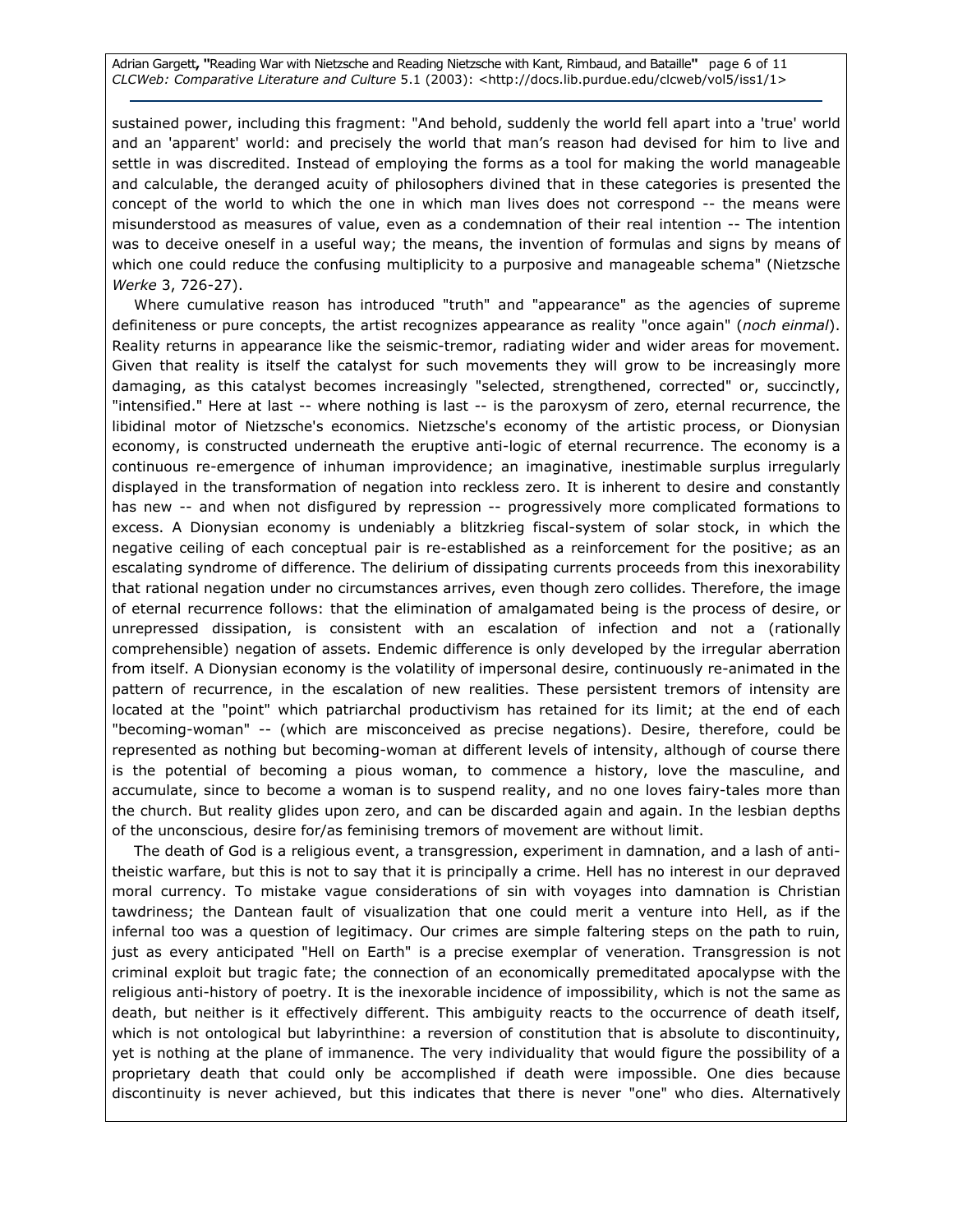sustained power, including this fragment: "And behold, suddenly the world fell apart into a 'true' world and an 'apparent' world: and precisely the world that man's reason had devised for him to live and settle in was discredited. Instead of employing the forms as a tool for making the world manageable and calculable, the deranged acuity of philosophers divined that in these categories is presented the concept of the world to which the one in which man lives does not correspond -- the means were misunderstood as measures of value, even as a condemnation of their real intention -- The intention was to deceive oneself in a useful way; the means, the invention of formulas and signs by means of which one could reduce the confusing multiplicity to a purposive and manageable schema" (Nietzsche *Werke* 3, 726-27).

Where cumulative reason has introduced "truth" and "appearance" as the agencies of supreme definiteness or pure concepts, the artist recognizes appearance as reality "once again" (*noch einmal*). Reality returns in appearance like the seismic-tremor, radiating wider and wider areas for movement. Given that reality is itself the catalyst for such movements they will grow to be increasingly more damaging, as this catalyst becomes increasingly "selected, strengthened, corrected" or, succinctly, "intensified." Here at last -- where nothing is last -- is the paroxysm of zero, eternal recurrence, the libidinal motor of Nietzsche's economics. Nietzsche's economy of the artistic process, or Dionysian economy, is constructed underneath the eruptive anti-logic of eternal recurrence. The economy is a continuous re-emergence of inhuman improvidence; an imaginative, inestimable surplus irregularly displayed in the transformation of negation into reckless zero. It is inherent to desire and constantly has new -- and when not disfigured by repression -- progressively more complicated formations to excess. A Dionysian economy is undeniably a blitzkrieg fiscal-system of solar stock, in which the negative ceiling of each conceptual pair is re-established as a reinforcement for the positive; as an escalating syndrome of difference. The delirium of dissipating currents proceeds from this inexorability that rational negation under no circumstances arrives, even though zero collides. Therefore, the image of eternal recurrence follows: that the elimination of amalgamated being is the process of desire, or unrepressed dissipation, is consistent with an escalation of infection and not a (rationally comprehensible) negation of assets. Endemic difference is only developed by the irregular aberration from itself. A Dionysian economy is the volatility of impersonal desire, continuously re-animated in the pattern of recurrence, in the escalation of new realities. These persistent tremors of intensity are located at the "point" which patriarchal productivism has retained for its limit; at the end of each "becoming-woman" -- (which are misconceived as precise negations). Desire, therefore, could be represented as nothing but becoming-woman at different levels of intensity, although of course there is the potential of becoming a pious woman, to commence a history, love the masculine, and accumulate, since to become a woman is to suspend reality, and no one loves fairy-tales more than the church. But reality glides upon zero, and can be discarded again and again. In the lesbian depths of the unconscious, desire for/as feminising tremors of movement are without limit.

The death of God is a religious event, a transgression, experiment in damnation, and a lash of anti-theistic warfare, but this is not to say that it is principally a crime. Hell has no interest in our depraved moral currency. To mistake vague considerations of sin with voyages into damnation is Christian tawdriness; the Dantean fault of visualization that one could merit a venture into Hell, as if the infernal too was a question of legitimacy. Our crimes are simple faltering steps on the path to ruin, just as every anticipated "Hell on Earth" is a precise exemplar of veneration. Transgression is not criminal exploit but tragic fate; the connection of an economically premeditated apocalypse with the religious anti-history of poetry. It is the inexorable incidence of impossibility, which is not the same as death, but neither is it effectively different. This ambiguity reacts to the occurrence of death itself, which is not ontological but labyrinthine: a reversion of constitution that is absolute to discontinuity, yet is nothing at the plane of immanence. The very individuality that would figure the possibility of a proprietary death that could only be accomplished if death were impossible. One dies because discontinuity is never achieved, but this indicates that there is never "one" who dies. Alternatively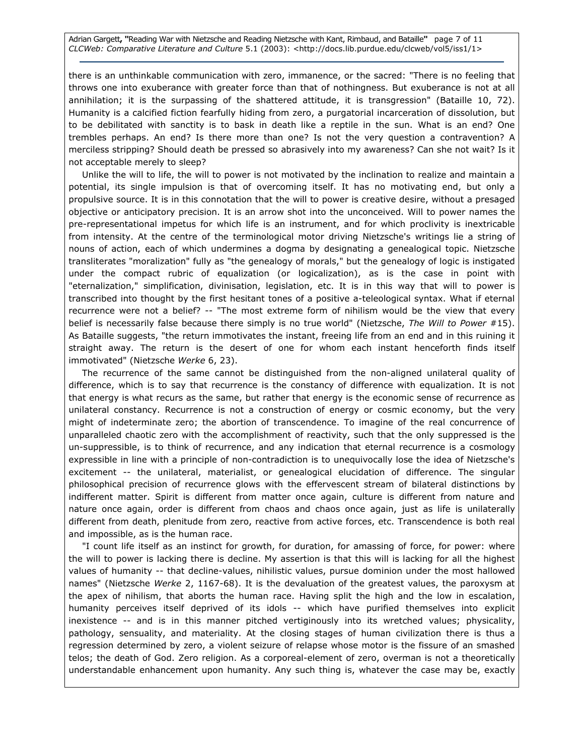there is an unthinkable communication with zero, immanence, or the sacred: "There is no feeling that throws one into exuberance with greater force than that of nothingness. But exuberance is not at all annihilation; it is the surpassing of the shattered attitude, it is transgression" (Bataille 10, 72). Humanity is a calcified fiction fearfully hiding from zero, a purgatorial incarceration of dissolution, but to be debilitated with sanctity is to bask in death like a reptile in the sun. What is an end? One trembles perhaps. An end? Is there more than one? Is not the very question a contravention? A merciless stripping? Should death be pressed so abrasively into my awareness? Can she not wait? Is it not acceptable merely to sleep?

Unlike the will to life, the will to power is not motivated by the inclination to realize and maintain a potential, its single impulsion is that of overcoming itself. It has no motivating end, but only a propulsive source. It is in this connotation that the will to power is creative desire, without a presaged objective or anticipatory precision. It is an arrow shot into the unconceived. Will to power names the pre-representational impetus for which life is an instrument, and for which proclivity is inextricable from intensity. At the centre of the terminological motor driving Nietzsche's writings lie a string of nouns of action, each of which undermines a dogma by designating a genealogical topic. Nietzsche transliterates "moralization" fully as "the genealogy of morals," but the genealogy of logic is instigated under the compact rubric of equalization (or logicalization), as is the case in point with "eternalization," simplification, divinisation, legislation, etc. It is in this way that will to power is transcribed into thought by the first hesitant tones of a positive a-teleological syntax. What if eternal recurrence were not a belief? -- "The most extreme form of nihilism would be the view that every belief is necessarily false because there simply is no true world" (Nietzsche, *The Will to Power* #15). As Bataille suggests, "the return immotivates the instant, freeing life from an end and in this ruining it straight away. The return is the desert of one for whom each instant henceforth finds itself immotivated" (Nietzsche *Werke* 6, 23).

The recurrence of the same cannot be distinguished from the non-aligned unilateral quality of difference, which is to say that recurrence is the constancy of difference with equalization. It is not that energy is what recurs as the same, but rather that energy is the economic sense of recurrence as unilateral constancy. Recurrence is not a construction of energy or cosmic economy, but the very might of indeterminate zero; the abortion of transcendence. To imagine of the real concurrence of unparalleled chaotic zero with the accomplishment of reactivity, such that the only suppressed is the un-suppressible, is to think of recurrence, and any indication that eternal recurrence is a cosmology expressible in line with a principle of non-contradiction is to unequivocally lose the idea of Nietzsche's excitement -- the unilateral, materialist, or genealogical elucidation of difference. The singular philosophical precision of recurrence glows with the effervescent stream of bilateral distinctions by indifferent matter. Spirit is different from matter once again, culture is different from nature and nature once again, order is different from chaos and chaos once again, just as life is unilaterally different from death, plenitude from zero, reactive from active forces, etc. Transcendence is both real and impossible, as is the human race.

"I count life itself as an instinct for growth, for duration, for amassing of force, for power: where the will to power is lacking there is decline. My assertion is that this will is lacking for all the highest values of humanity -- that decline-values, nihilistic values, pursue dominion under the most hallowed names" (Nietzsche *Werke* 2, 1167-68). It is the devaluation of the greatest values, the paroxysm at the apex of nihilism, that aborts the human race. Having split the high and the low in escalation, humanity perceives itself deprived of its idols -- which have purified themselves into explicit inexistence -- and is in this manner pitched vertiginously into its wretched values; physicality, pathology, sensuality, and materiality. At the closing stages of human civilization there is thus a regression determined by zero, a violent seizure of relapse whose motor is the fissure of an smashed telos; the death of God. Zero religion. As a corporeal-element of zero, overman is not a theoretically understandable enhancement upon humanity. Any such thing is, whatever the case may be, exactly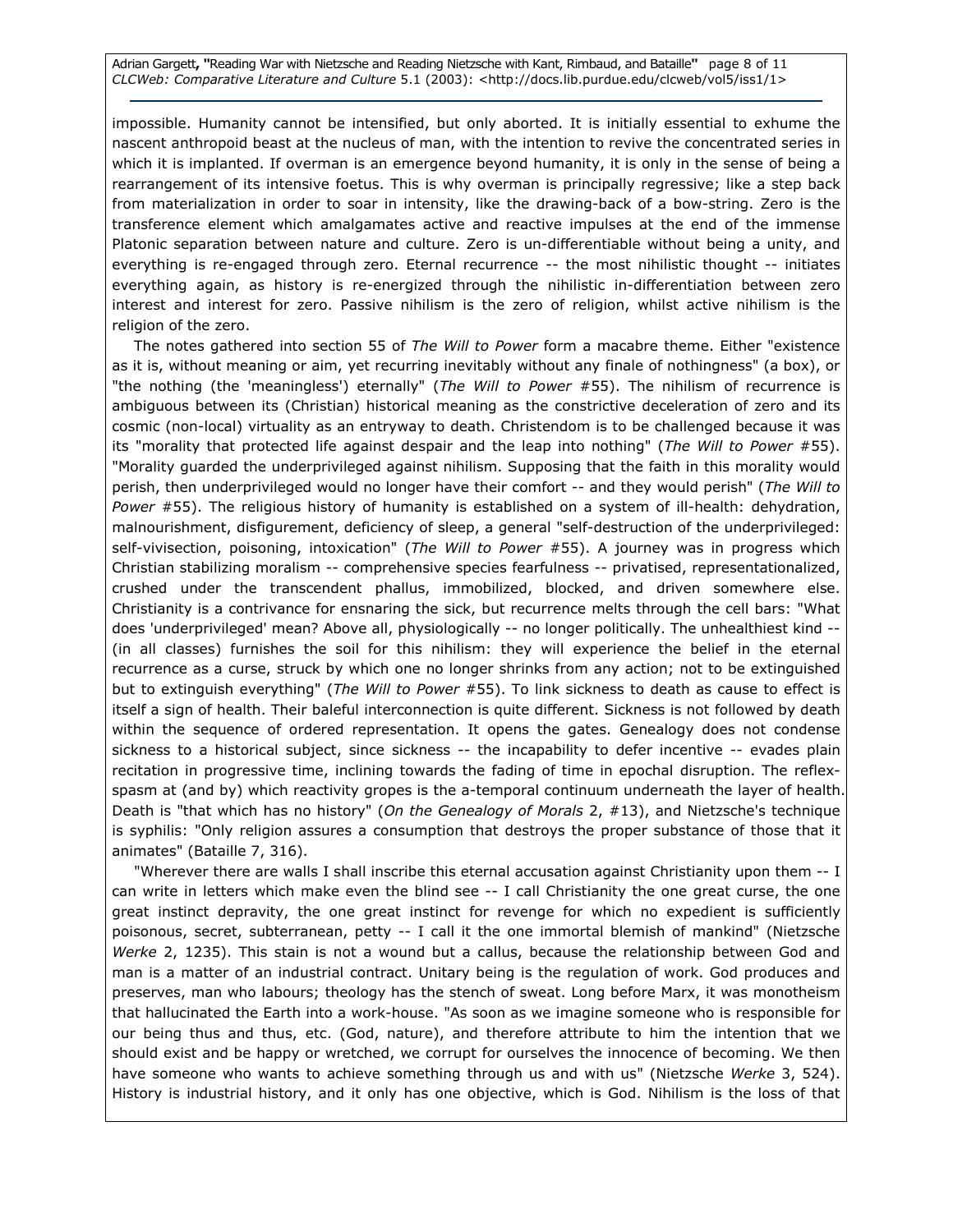impossible. Humanity cannot be intensified, but only aborted. It is initially essential to exhume the nascent anthropoid beast at the nucleus of man, with the intention to revive the concentrated series in which it is implanted. If overman is an emergence beyond humanity, it is only in the sense of being a rearrangement of its intensive foetus. This is why overman is principally regressive; like a step back from materialization in order to soar in intensity, like the drawing-back of a bow-string. Zero is the transference element which amalgamates active and reactive impulses at the end of the immense Platonic separation between nature and culture. Zero is un-differentiable without being a unity, and everything is re-engaged through zero. Eternal recurrence -- the most nihilistic thought -- initiates everything again, as history is re-energized through the nihilistic in-differentiation between zero interest and interest for zero. Passive nihilism is the zero of religion, whilst active nihilism is the religion of the zero.

The notes gathered into section 55 of *The Will to Power* form a macabre theme. Either "existence as it is, without meaning or aim, yet recurring inevitably without any finale of nothingness" (a box), or "the nothing (the 'meaningless') eternally" (*The Will to Power* #55). The nihilism of recurrence is ambiguous between its (Christian) historical meaning as the constrictive deceleration of zero and its cosmic (non-local) virtuality as an entryway to death. Christendom is to be challenged because it was its "morality that protected life against despair and the leap into nothing" (*The Will to Power* #55). "Morality guarded the underprivileged against nihilism. Supposing that the faith in this morality would perish, then underprivileged would no longer have their comfort -- and they would perish" (*The Will to Power* #55). The religious history of humanity is established on a system of ill-health: dehydration, malnourishment, disfigurement, deficiency of sleep, a general "self-destruction of the underprivileged: self-vivisection, poisoning, intoxication" (*The Will to Power* #55). A journey was in progress which Christian stabilizing moralism -- comprehensive species fearfulness -- privatised, representationalized, crushed under the transcendent phallus, immobilized, blocked, and driven somewhere else. Christianity is a contrivance for ensnaring the sick, but recurrence melts through the cell bars: "What does 'underprivileged' mean? Above all, physiologically -- no longer politically. The unhealthiest kind -- (in all classes) furnishes the soil for this nihilism: they will experience the belief in the eternal recurrence as a curse, struck by which one no longer shrinks from any action; not to be extinguished but to extinguish everything" (*The Will to Power* #55). To link sickness to death as cause to effect is itself a sign of health. Their baleful interconnection is quite different. Sickness is not followed by death within the sequence of ordered representation. It opens the gates. Genealogy does not condense sickness to a historical subject, since sickness -- the incapability to defer incentive -- evades plain recitation in progressive time, inclining towards the fading of time in epochal disruption. The reflex-spasm at (and by) which reactivity gropes is the a-temporal continuum underneath the layer of health. Death is "that which has no history" (*On the Genealogy of Morals* 2, #13), and Nietzsche's technique is syphilis: "Only religion assures a consumption that destroys the proper substance of those that it animates" (Bataille 7, 316).

"Wherever there are walls I shall inscribe this eternal accusation against Christianity upon them -- I can write in letters which make even the blind see -- I call Christianity the one great curse, the one great instinct depravity, the one great instinct for revenge for which no expedient is sufficiently poisonous, secret, subterranean, petty -- I call it the one immortal blemish of mankind" (Nietzsche *Werke* 2, 1235). This stain is not a wound but a callus, because the relationship between God and man is a matter of an industrial contract. Unitary being is the regulation of work. God produces and preserves, man who labours; theology has the stench of sweat. Long before Marx, it was monotheism that hallucinated the Earth into a work-house. "As soon as we imagine someone who is responsible for our being thus and thus, etc. (God, nature), and therefore attribute to him the intention that we should exist and be happy or wretched, we corrupt for ourselves the innocence of becoming. We then have someone who wants to achieve something through us and with us" (Nietzsche *Werke* 3, 524). History is industrial history, and it only has one objective, which is God. Nihilism is the loss of that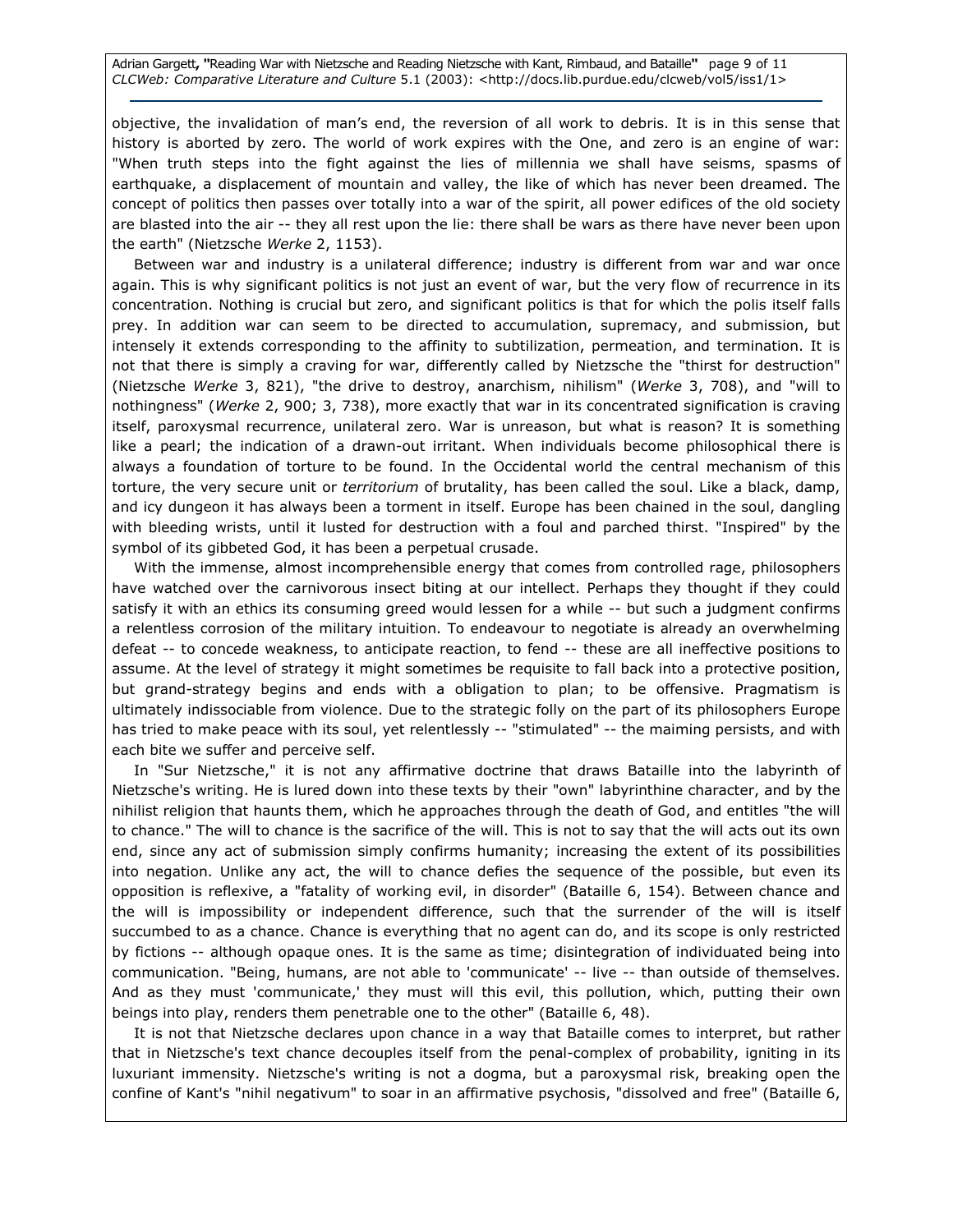objective, the invalidation of man's end, the reversion of all work to debris. It is in this sense that history is aborted by zero. The world of work expires with the One, and zero is an engine of war: "When truth steps into the fight against the lies of millennia we shall have seisms, spasms of earthquake, a displacement of mountain and valley, the like of which has never been dreamed. The concept of politics then passes over totally into a war of the spirit, all power edifices of the old society are blasted into the air -- they all rest upon the lie: there shall be wars as there have never been upon the earth" (Nietzsche *Werke* 2, 1153).

Between war and industry is a unilateral difference; industry is different from war and war once again. This is why significant politics is not just an event of war, but the very flow of recurrence in its concentration. Nothing is crucial but zero, and significant politics is that for which the polis itself falls prey. In addition war can seem to be directed to accumulation, supremacy, and submission, but intensely it extends corresponding to the affinity to subtilization, permeation, and termination. It is not that there is simply a craving for war, differently called by Nietzsche the "thirst for destruction" (Nietzsche *Werke* 3, 821), "the drive to destroy, anarchism, nihilism" (*Werke* 3, 708), and "will to nothingness" (*Werke* 2, 900; 3, 738), more exactly that war in its concentrated signification is craving itself, paroxysmal recurrence, unilateral zero. War is unreason, but what is reason? It is something like a pearl; the indication of a drawn-out irritant. When individuals become philosophical there is always a foundation of torture to be found. In the Occidental world the central mechanism of this torture, the very secure unit or *territorium* of brutality, has been called the soul. Like a black, damp, and icy dungeon it has always been a torment in itself. Europe has been chained in the soul, dangling with bleeding wrists, until it lusted for destruction with a foul and parched thirst. "Inspired" by the symbol of its gibbeted God, it has been a perpetual crusade.

With the immense, almost incomprehensible energy that comes from controlled rage, philosophers have watched over the carnivorous insect biting at our intellect. Perhaps they thought if they could satisfy it with an ethics its consuming greed would lessen for a while -- but such a judgment confirms a relentless corrosion of the military intuition. To endeavour to negotiate is already an overwhelming defeat -- to concede weakness, to anticipate reaction, to fend -- these are all ineffective positions to assume. At the level of strategy it might sometimes be requisite to fall back into a protective position, but grand-strategy begins and ends with a obligation to plan; to be offensive. Pragmatism is ultimately indissociable from violence. Due to the strategic folly on the part of its philosophers Europe has tried to make peace with its soul, yet relentlessly -- "stimulated" -- the maiming persists, and with each bite we suffer and perceive self.

In "Sur Nietzsche," it is not any affirmative doctrine that draws Bataille into the labyrinth of Nietzsche's writing. He is lured down into these texts by their "own" labyrinthine character, and by the nihilist religion that haunts them, which he approaches through the death of God, and entitles "the will to chance." The will to chance is the sacrifice of the will. This is not to say that the will acts out its own end, since any act of submission simply confirms humanity; increasing the extent of its possibilities into negation. Unlike any act, the will to chance defies the sequence of the possible, but even its opposition is reflexive, a "fatality of working evil, in disorder" (Bataille 6, 154). Between chance and the will is impossibility or independent difference, such that the surrender of the will is itself succumbed to as a chance. Chance is everything that no agent can do, and its scope is only restricted by fictions -- although opaque ones. It is the same as time; disintegration of individuated being into communication. "Being, humans, are not able to 'communicate' -- live -- than outside of themselves. And as they must 'communicate,' they must will this evil, this pollution, which, putting their own beings into play, renders them penetrable one to the other" (Bataille 6, 48).

It is not that Nietzsche declares upon chance in a way that Bataille comes to interpret, but rather that in Nietzsche's text chance decouples itself from the penal-complex of probability, igniting in its luxuriant immensity. Nietzsche's writing is not a dogma, but a paroxysmal risk, breaking open the confine of Kant's "nihil negativum" to soar in an affirmative psychosis, "dissolved and free" (Bataille 6,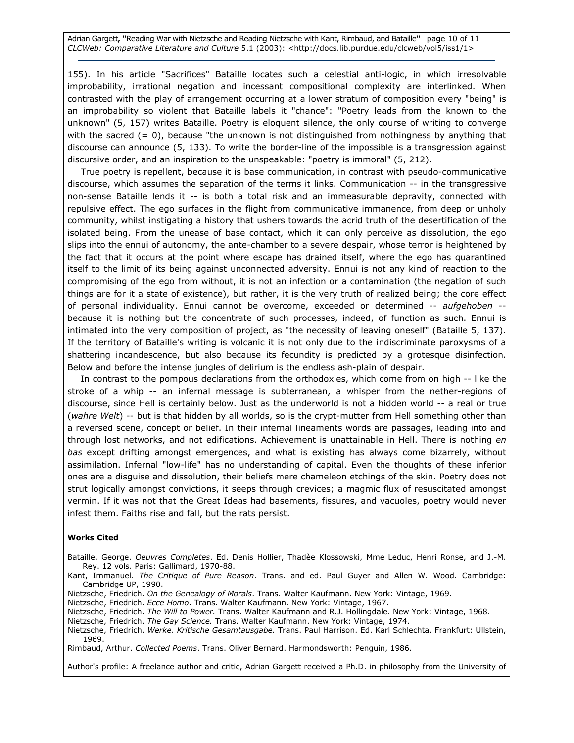155). In his article "Sacrifices" Bataille locates such a celestial anti-logic, in which irresolvable improbability, irrational negation and incessant compositional complexity are interlinked. When contrasted with the play of arrangement occurring at a lower stratum of composition every "being" is an improbability so violent that Bataille labels it "chance": "Poetry leads from the known to the unknown" (5, 157) writes Bataille. Poetry is eloquent silence, the only course of writing to converge with the sacred (= 0), because "the unknown is not distinguished from nothingness by anything that discourse can announce (5, 133). To write the border-line of the impossible is a transgression against discursive order, and an inspiration to the unspeakable: "poetry is immoral" (5, 212).

True poetry is repellent, because it is base communication, in contrast with pseudo-communicative discourse, which assumes the separation of the terms it links. Communication -- in the transgressive non-sense Bataille lends it -- is both a total risk and an immeasurable depravity, connected with repulsive effect. The ego surfaces in the flight from communicative immanence, from deep or unholy community, whilst instigating a history that ushers towards the acrid truth of the desertification of the isolated being. From the unease of base contact, which it can only perceive as dissolution, the ego slips into the ennui of autonomy, the ante-chamber to a severe despair, whose terror is heightened by the fact that it occurs at the point where escape has drained itself, where the ego has quarantined itself to the limit of its being against unconnected adversity. Ennui is not any kind of reaction to the compromising of the ego from without, it is not an infection or a contamination (the negation of such things are for it a state of existence), but rather, it is the very truth of realized being; the core effect of personal individuality. Ennui cannot be overcome, exceeded or determined -- *aufgehoben* -- because it is nothing but the concentrate of such processes, indeed, of function as such. Ennui is intimated into the very composition of project, as "the necessity of leaving oneself" (Bataille 5, 137). If the territory of Bataille's writing is volcanic it is not only due to the indiscriminate paroxysms of a shattering incandescence, but also because its fecundity is predicted by a grotesque disinfection. Below and before the intense jungles of delirium is the endless ash-plain of despair.

In contrast to the pompous declarations from the orthodoxies, which come from on high -- like the stroke of a whip -- an infernal message is subterranean, a whisper from the nether-regions of discourse, since Hell is certainly below. Just as the underworld is not a hidden world -- a real or true (*wahre Welt*) -- but is that hidden by all worlds, so is the crypt-mutter from Hell something other than a reversed scene, concept or belief. In their infernal lineaments words are passages, leading into and through lost networks, and not edifications. Achievement is unattainable in Hell. There is nothing *en bas* except drifting amongst emergences, and what is existing has always come bizarrely, without assimilation. Infernal "low-life" has no understanding of capital. Even the thoughts of these inferior ones are a disguise and dissolution, their beliefs mere chameleon etchings of the skin. Poetry does not strut logically amongst convictions, it seeps through crevices; a magmic flux of resuscitated amongst vermin. If it was not that the Great Ideas had basements, fissures, and vacuoles, poetry would never infest them. Faiths rise and fall, but the rats persist.

**Works Cited**

Bataille, George. *Oeuvres Completes*. Ed. Denis Hollier, Thadèe Klossowski, Mme Leduc, Henri Ronse, and J.-M. Rey. 12 vols. Paris: Gallimard, 1970-88.

Kant, Immanuel. *The Critique of Pure Reason*. Trans. and ed. Paul Guyer and Allen W. Wood. Cambridge: Cambridge UP, 1990.

Nietzsche, Friedrich. *On the Genealogy of Morals*. Trans. Walter Kaufmann. New York: Vintage, 1969.

Nietzsche, Friedrich. *Ecce Homo*. Trans. Walter Kaufmann. New York: Vintage, 1967.

Nietzsche, Friedrich. *The Will to Power.* Trans. Walter Kaufmann and R.J. Hollingdale. New York: Vintage, 1968.

Nietzsche, Friedrich. *The Gay Science.* Trans. Walter Kaufmann. New York: Vintage, 1974.

Nietzsche, Friedrich. *Werke. Kritische Gesamtausgabe.* Trans. Paul Harrison. Ed. Karl Schlechta. Frankfurt: Ullstein, 1969.

Rimbaud, Arthur. *Collected Poems*. Trans. Oliver Bernard. Harmondsworth: Penguin, 1986.

Author's profile: A freelance author and critic, Adrian Gargett received a Ph.D. in philosophy from the University of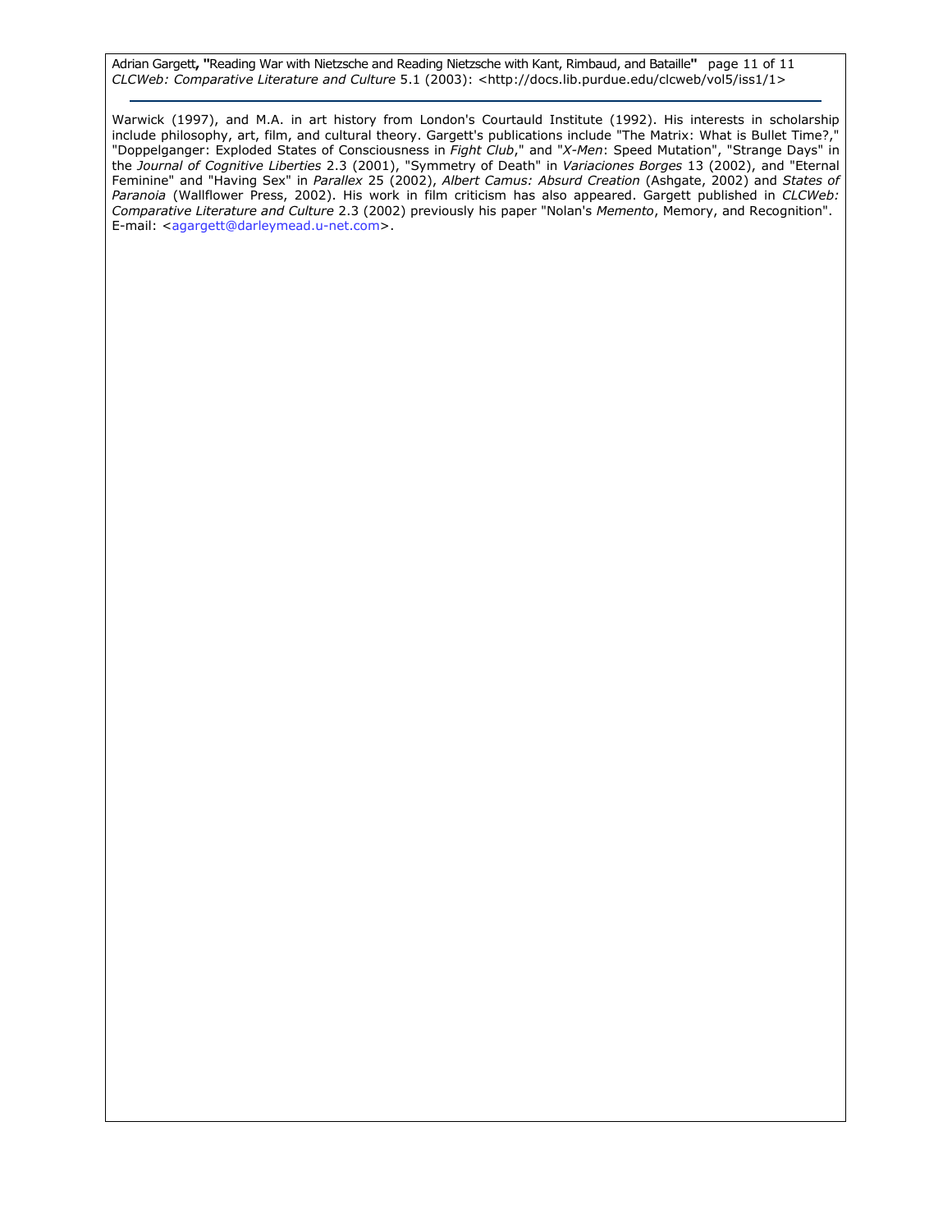Warwick (1997), and M.A. in art history from London's Courtauld Institute (1992). His interests in scholarship include philosophy, art, film, and cultural theory. Gargett's publications include "The Matrix: What is Bullet Time?," "Doppelganger: Exploded States of Consciousness in *Fight Club*," and "*X-Men*: Speed Mutation", "Strange Days" in the *Journal of Cognitive Liberties* 2.3 (2001), "Symmetry of Death" in *Variaciones Borges* 13 (2002), and "Eternal Feminine" and "Having Sex" in *Parallex* 25 (2002), *Albert Camus: Absurd Creation* (Ashgate, 2002) and *States of Paranoia* (Wallflower Press, 2002). His work in film criticism has also appeared. Gargett published in *CLCWeb: Comparative Literature and Culture* 2.3 (2002) previously his paper "Nolan's *Memento*, Memory, and Recognition". E-mail: <agargett@darleymead.u-net.com>.